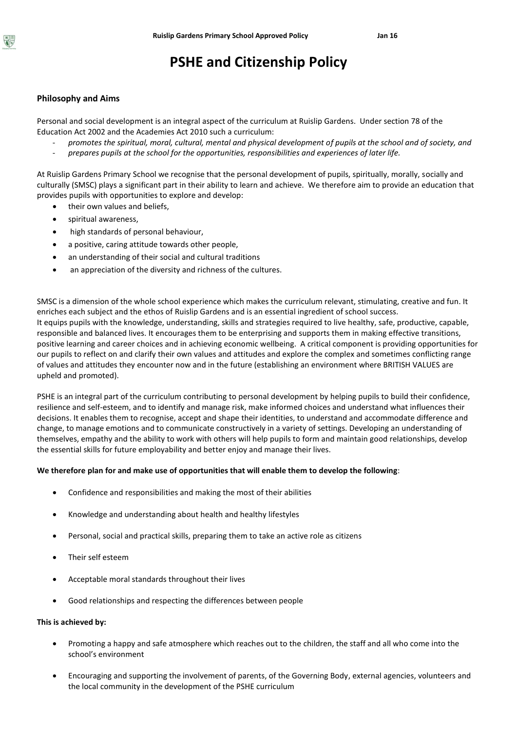# PSHE and Citizenship Policy

## Philosophy and Aims

Personal and social development is an integral aspect of the curriculum at Ruislip Gardens. Under section 78 of the Education Act 2002 and the Academies Act 2010 such a curriculum:

- *promotes the spiritual, moral, cultural, mental and physical development of pupils at the school and of society, and*
- *prepares pupils at the school for the opportunities, responsibilities and experiences of later life.*

At Ruislip Gardens Primary School we recognise that the personal development of pupils, spiritually, morally, socially and culturally (SMSC) plays a significant part in their ability to learn and achieve. We therefore aim to provide an education that provides pupils with opportunities to explore and develop:

- their own values and beliefs,
- spiritual awareness,
- high standards of personal behaviour,
- a positive, caring attitude towards other people,
- an understanding of their social and cultural traditions
- an appreciation of the diversity and richness of the cultures.

SMSC is a dimension of the whole school experience which makes the curriculum relevant, stimulating, creative and fun. It enriches each subject and the ethos of Ruislip Gardens and is an essential ingredient of school success.
It equips pupils with the knowledge, understanding, skills and strategies required to live healthy, safe, productive, capable, responsible and balanced lives. It encourages them to be enterprising and supports them in making effective transitions, positive learning and career choices and in achieving economic wellbeing. A critical component is providing opportunities for our pupils to reflect on and clarify their own values and attitudes and explore the complex and sometimes conflicting range of values and attitudes they encounter now and in the future (establishing an environment where BRITISH VALUES are upheld and promoted).

PSHE is an integral part of the curriculum contributing to personal development by helping pupils to build their confidence, resilience and self-esteem, and to identify and manage risk, make informed choices and understand what influences their decisions. It enables them to recognise, accept and shape their identities, to understand and accommodate difference and change, to manage emotions and to communicate constructively in a variety of settings. Developing an understanding of themselves, empathy and the ability to work with others will help pupils to form and maintain good relationships, develop the essential skills for future employability and better enjoy and manage their lives.

**We therefore plan for and make use of opportunities that will enable them to develop the following**:

- Confidence and responsibilities and making the most of their abilities
- Knowledge and understanding about health and healthy lifestyles
- Personal, social and practical skills, preparing them to take an active role as citizens
- Their self esteem
- Acceptable moral standards throughout their lives
- Good relationships and respecting the differences between people

**This is achieved by:**

- Promoting a happy and safe atmosphere which reaches out to the children, the staff and all who come into the school's environment
- Encouraging and supporting the involvement of parents, of the Governing Body, external agencies, volunteers and the local community in the development of the PSHE curriculum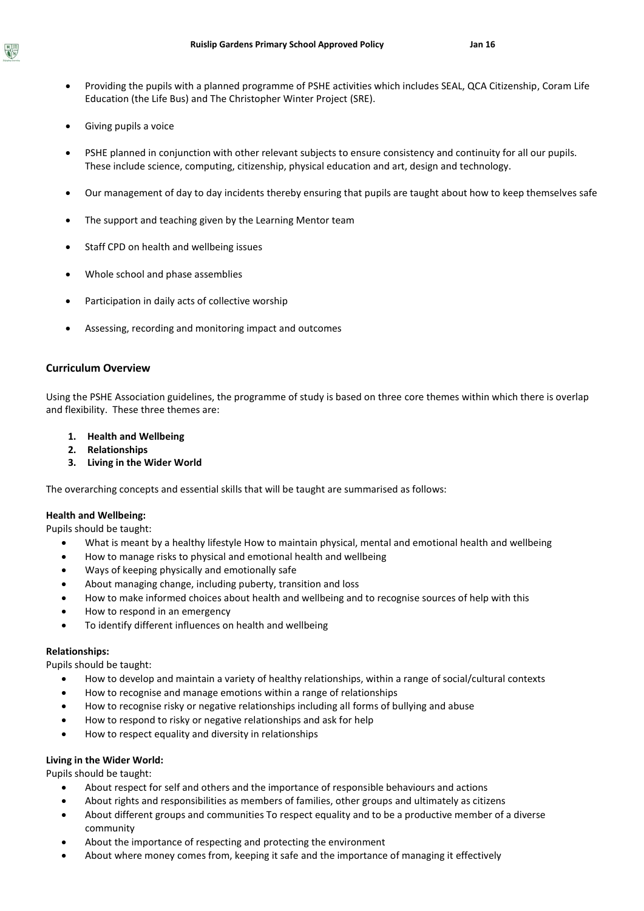- Providing the pupils with a planned programme of PSHE activities which includes SEAL, QCA Citizenship, Coram Life Education (the Life Bus) and The Christopher Winter Project (SRE).
- Giving pupils a voice
- PSHE planned in conjunction with other relevant subjects to ensure consistency and continuity for all our pupils. These include science, computing, citizenship, physical education and art, design and technology.
- Our management of day to day incidents thereby ensuring that pupils are taught about how to keep themselves safe
- The support and teaching given by the Learning Mentor team
- Staff CPD on health and wellbeing issues
- Whole school and phase assemblies
- Participation in daily acts of collective worship
- Assessing, recording and monitoring impact and outcomes

## Curriculum Overview

Using the PSHE Association guidelines, the programme of study is based on three core themes within which there is overlap and flexibility. These three themes are:

1. **Health and Wellbeing**
2. **Relationships**
3. **Living in the Wider World**

The overarching concepts and essential skills that will be taught are summarised as follows:

**Health and Wellbeing:**
Pupils should be taught:

- What is meant by a healthy lifestyle How to maintain physical, mental and emotional health and wellbeing
- How to manage risks to physical and emotional health and wellbeing
- Ways of keeping physically and emotionally safe
- About managing change, including puberty, transition and loss
- How to make informed choices about health and wellbeing and to recognise sources of help with this
- How to respond in an emergency
- To identify different influences on health and wellbeing

**Relationships:**
Pupils should be taught:

- How to develop and maintain a variety of healthy relationships, within a range of social/cultural contexts
- How to recognise and manage emotions within a range of relationships
- How to recognise risky or negative relationships including all forms of bullying and abuse
- How to respond to risky or negative relationships and ask for help
- How to respect equality and diversity in relationships

**Living in the Wider World:**
Pupils should be taught:

- About respect for self and others and the importance of responsible behaviours and actions
- About rights and responsibilities as members of families, other groups and ultimately as citizens
- About different groups and communities To respect equality and to be a productive member of a diverse community
- About the importance of respecting and protecting the environment
- About where money comes from, keeping it safe and the importance of managing it effectively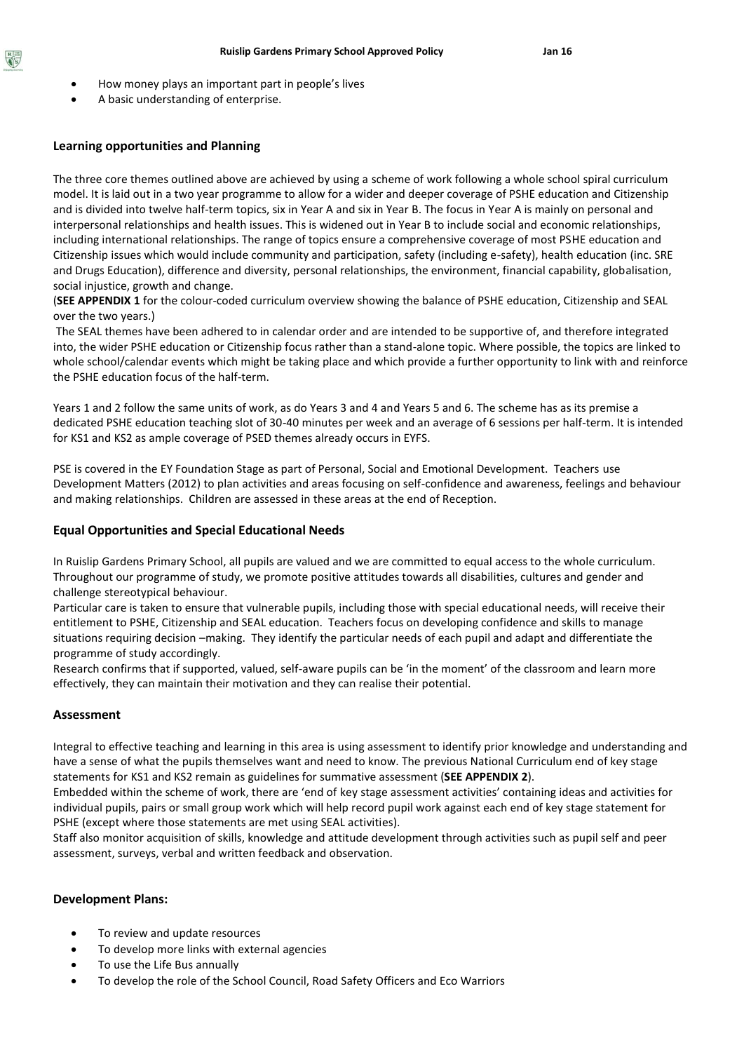- How money plays an important part in people's lives
- A basic understanding of enterprise.

## Learning opportunities and Planning

The three core themes outlined above are achieved by using a scheme of work following a whole school spiral curriculum model. It is laid out in a two year programme to allow for a wider and deeper coverage of PSHE education and Citizenship and is divided into twelve half-term topics, six in Year A and six in Year B. The focus in Year A is mainly on personal and interpersonal relationships and health issues. This is widened out in Year B to include social and economic relationships, including international relationships. The range of topics ensure a comprehensive coverage of most PSHE education and Citizenship issues which would include community and participation, safety (including e-safety), health education (inc. SRE and Drugs Education), difference and diversity, personal relationships, the environment, financial capability, globalisation, social injustice, growth and change.

(**SEE APPENDIX 1** for the colour-coded curriculum overview showing the balance of PSHE education, Citizenship and SEAL over the two years.)

The SEAL themes have been adhered to in calendar order and are intended to be supportive of, and therefore integrated into, the wider PSHE education or Citizenship focus rather than a stand-alone topic. Where possible, the topics are linked to whole school/calendar events which might be taking place and which provide a further opportunity to link with and reinforce the PSHE education focus of the half-term.

Years 1 and 2 follow the same units of work, as do Years 3 and 4 and Years 5 and 6. The scheme has as its premise a dedicated PSHE education teaching slot of 30-40 minutes per week and an average of 6 sessions per half-term. It is intended for KS1 and KS2 as ample coverage of PSED themes already occurs in EYFS.

PSE is covered in the EY Foundation Stage as part of Personal, Social and Emotional Development. Teachers use Development Matters (2012) to plan activities and areas focusing on self-confidence and awareness, feelings and behaviour and making relationships. Children are assessed in these areas at the end of Reception.

## Equal Opportunities and Special Educational Needs

In Ruislip Gardens Primary School, all pupils are valued and we are committed to equal access to the whole curriculum. Throughout our programme of study, we promote positive attitudes towards all disabilities, cultures and gender and challenge stereotypical behaviour.

Particular care is taken to ensure that vulnerable pupils, including those with special educational needs, will receive their entitlement to PSHE, Citizenship and SEAL education. Teachers focus on developing confidence and skills to manage situations requiring decision –making. They identify the particular needs of each pupil and adapt and differentiate the programme of study accordingly.

Research confirms that if supported, valued, self-aware pupils can be 'in the moment' of the classroom and learn more effectively, they can maintain their motivation and they can realise their potential.

## Assessment

Integral to effective teaching and learning in this area is using assessment to identify prior knowledge and understanding and have a sense of what the pupils themselves want and need to know. The previous National Curriculum end of key stage statements for KS1 and KS2 remain as guidelines for summative assessment (**SEE APPENDIX 2**).

Embedded within the scheme of work, there are 'end of key stage assessment activities' containing ideas and activities for individual pupils, pairs or small group work which will help record pupil work against each end of key stage statement for PSHE (except where those statements are met using SEAL activities).

Staff also monitor acquisition of skills, knowledge and attitude development through activities such as pupil self and peer assessment, surveys, verbal and written feedback and observation.

## Development Plans:

- To review and update resources
- To develop more links with external agencies
- To use the Life Bus annually
- To develop the role of the School Council, Road Safety Officers and Eco Warriors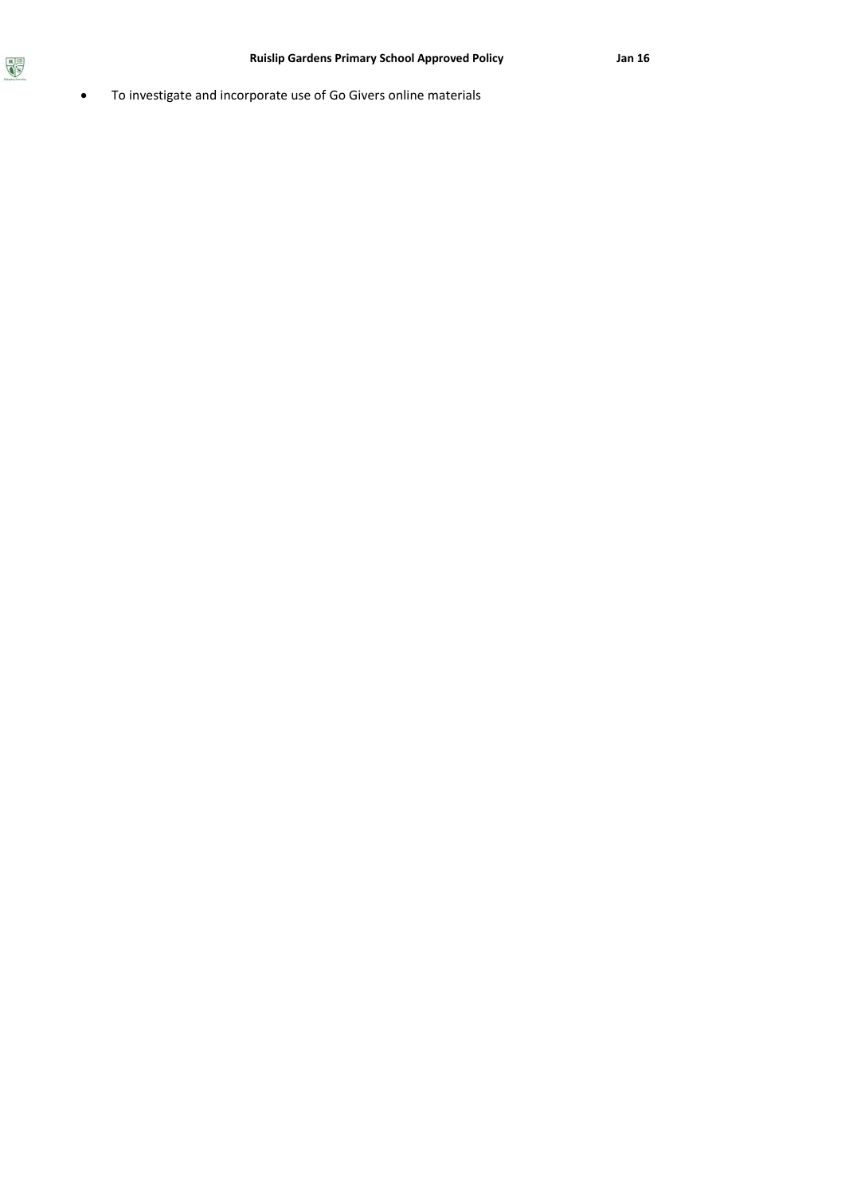- To investigate and incorporate use of Go Givers online materials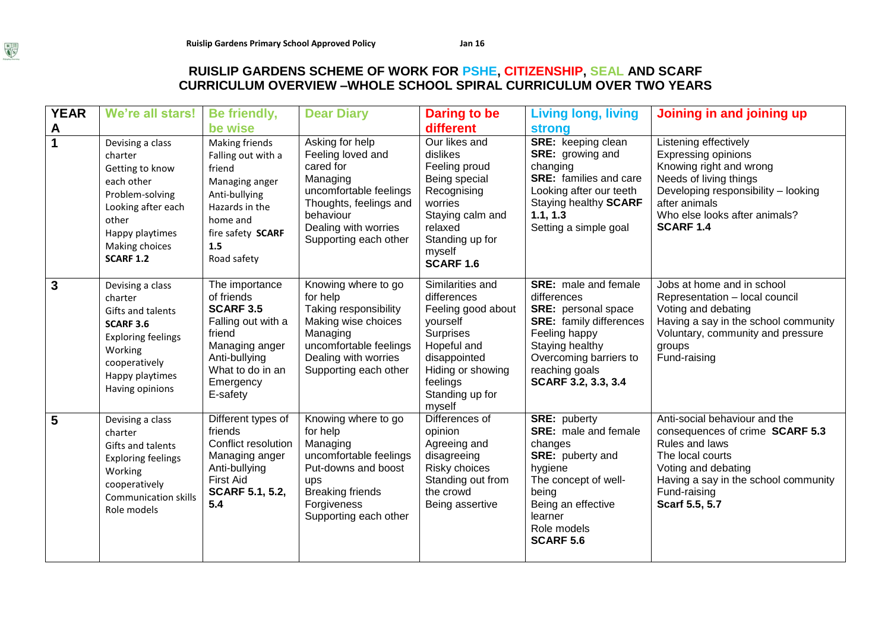# RUISLIP GARDENS SCHEME OF WORK FOR PSHE, CITIZENSHIP, SEAL AND SCARF
## CURRICULUM OVERVIEW –WHOLE SCHOOL SPIRAL CURRICULUM OVER TWO YEARS

| YEAR A | We're all stars! | Be friendly, be wise | Dear Diary | Daring to be different | Living long, living strong | Joining in and joining up |
|---|---|---|---|---|---|---|
| 1 | Devising a class charter<br>Getting to know each other<br>Problem-solving<br>Looking after each other<br>Happy playtimes<br>Making choices<br>**SCARF 1.2** | Making friends<br>Falling out with a friend<br>Managing anger<br>Anti-bullying<br>Hazards in the home and fire safety **SCARF 1.5**<br>Road safety | Asking for help<br>Feeling loved and cared for<br>Managing uncomfortable feelings<br>Thoughts, feelings and behaviour<br>Dealing with worries<br>Supporting each other | Our likes and dislikes<br>Feeling proud<br>Being special<br>Recognising worries<br>Staying calm and relaxed<br>Standing up for myself<br>**SCARF 1.6** | **SRE:** keeping clean<br>**SRE:** growing and changing<br>**SRE:** families and care<br>Looking after our teeth<br>Staying healthy **SCARF 1.1, 1.3**<br>Setting a simple goal | Listening effectively<br>Expressing opinions<br>Knowing right and wrong<br>Needs of living things<br>Developing responsibility – looking after animals<br>Who else looks after animals?<br>**SCARF 1.4** |
| 3 | Devising a class charter<br>Gifts and talents<br>**SCARF 3.6**<br>Exploring feelings<br>Working cooperatively<br>Happy playtimes<br>Having opinions | The importance of friends<br>**SCARF 3.5**<br>Falling out with a friend<br>Managing anger<br>Anti-bullying<br>What to do in an Emergency<br>E-safety | Knowing where to go for help<br>Taking responsibility<br>Making wise choices<br>Managing uncomfortable feelings<br>Dealing with worries<br>Supporting each other | Similarities and differences<br>Feeling good about yourself<br>Surprises<br>Hopeful and disappointed<br>Hiding or showing feelings<br>Standing up for myself | **SRE:** male and female differences<br>**SRE:** personal space<br>**SRE:** family differences<br>Feeling happy<br>Staying healthy<br>Overcoming barriers to reaching goals<br>**SCARF 3.2, 3.3, 3.4** | Jobs at home and in school<br>Representation – local council<br>Voting and debating<br>Having a say in the school community<br>Voluntary, community and pressure groups<br>Fund-raising |
| 5 | Devising a class charter<br>Gifts and talents<br>Exploring feelings<br>Working cooperatively<br>Communication skills<br>Role models | Different types of friends<br>Conflict resolution<br>Managing anger<br>Anti-bullying<br>First Aid<br>**SCARF 5.1, 5.2, 5.4** | Knowing where to go for help<br>Managing uncomfortable feelings<br>Put-downs and boost ups<br>Breaking friends<br>Forgiveness<br>Supporting each other | Differences of opinion<br>Agreeing and disagreeing<br>Risky choices<br>Standing out from the crowd<br>Being assertive | **SRE:** puberty<br>**SRE:** male and female changes<br>**SRE:** puberty and hygiene<br>The concept of well-being<br>Being an effective learner<br>Role models<br>**SCARF 5.6** | Anti-social behaviour and the consequences of crime **SCARF 5.3**<br>Rules and laws<br>The local courts<br>Voting and debating<br>Having a say in the school community<br>Fund-raising<br>**Scarf 5.5, 5.7** |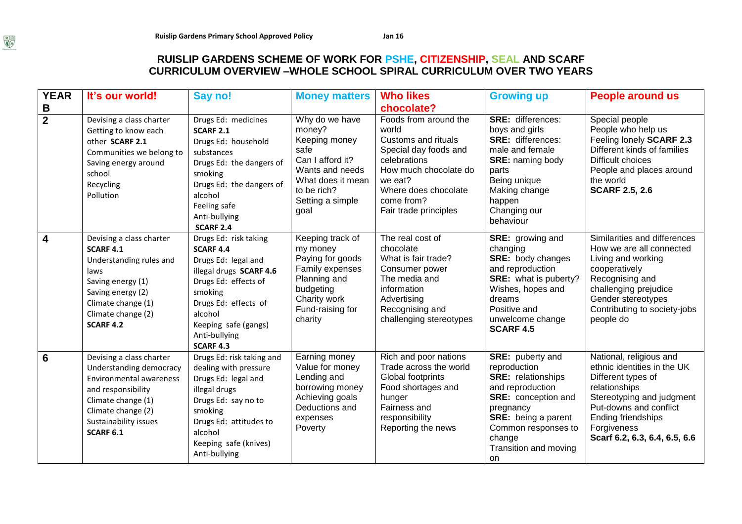# RUISLIP GARDENS SCHEME OF WORK FOR PSHE, CITIZENSHIP, SEAL AND SCARF
## CURRICULUM OVERVIEW –WHOLE SCHOOL SPIRAL CURRICULUM OVER TWO YEARS

| YEAR B | It's our world! | Say no! | Money matters | Who likes chocolate? | Growing up | People around us |
|---|---|---|---|---|---|---|
| **2** | Devising a class charter<br>Getting to know each other **SCARF 2.1**<br>Communities we belong to<br>Saving energy around school<br>Recycling<br>Pollution | Drugs Ed: medicines **SCARF 2.1**<br>Drugs Ed: household substances<br>Drugs Ed: the dangers of smoking<br>Drugs Ed: the dangers of alcohol<br>Feeling safe<br>Anti-bullying **SCARF 2.4** | Why do we have money?<br>Keeping money safe<br>Can I afford it?<br>Wants and needs<br>What does it mean to be rich?<br>Setting a simple goal | Foods from around the world<br>Customs and rituals<br>Special day foods and celebrations<br>How much chocolate do we eat?<br>Where does chocolate come from?<br>Fair trade principles | **SRE:** differences: boys and girls<br>**SRE:** differences: male and female<br>**SRE:** naming body parts<br>Being unique<br>Making change happen<br>Changing our behaviour | Special people<br>People who help us<br>Feeling lonely **SCARF 2.3**<br>Different kinds of families<br>Difficult choices<br>People and places around the world<br>**SCARF 2.5, 2.6** |
| **4** | Devising a class charter **SCARF 4.1**<br>Understanding rules and laws<br>Saving energy (1)<br>Saving energy (2)<br>Climate change (1)<br>Climate change (2)<br>**SCARF 4.2** | Drugs Ed: risk taking **SCARF 4.4**<br>Drugs Ed: legal and illegal drugs **SCARF 4.6**<br>Drugs Ed: effects of smoking<br>Drugs Ed: effects of alcohol<br>Keeping safe (gangs)<br>Anti-bullying **SCARF 4.3** | Keeping track of my money<br>Paying for goods<br>Family expenses<br>Planning and budgeting<br>Charity work<br>Fund-raising for charity | The real cost of chocolate<br>What is fair trade?<br>Consumer power<br>The media and information<br>Advertising<br>Recognising and challenging stereotypes | **SRE:** growing and changing<br>**SRE:** body changes and reproduction<br>**SRE:** what is puberty?<br>Wishes, hopes and dreams<br>Positive and unwelcome change<br>**SCARF 4.5** | Similarities and differences<br>How we are all connected<br>Living and working cooperatively<br>Recognising and challenging prejudice<br>Gender stereotypes<br>Contributing to society-jobs people do |
| **6** | Devising a class charter<br>Understanding democracy<br>Environmental awareness and responsibility<br>Climate change (1)<br>Climate change (2)<br>Sustainability issues<br>**SCARF 6.1** | Drugs Ed: risk taking and dealing with pressure<br>Drugs Ed: legal and illegal drugs<br>Drugs Ed: say no to smoking<br>Drugs Ed: attitudes to alcohol<br>Keeping safe (knives)<br>Anti-bullying | Earning money<br>Value for money<br>Lending and borrowing money<br>Achieving goals<br>Deductions and expenses<br>Poverty | Rich and poor nations<br>Trade across the world<br>Global footprints<br>Food shortages and hunger<br>Fairness and responsibility<br>Reporting the news | **SRE:** puberty and reproduction<br>**SRE:** relationships and reproduction<br>**SRE:** conception and pregnancy<br>**SRE:** being a parent<br>Common responses to change<br>Transition and moving on | National, religious and ethnic identities in the UK<br>Different types of relationships<br>Stereotyping and judgment<br>Put-downs and conflict<br>Ending friendships<br>Forgiveness<br>**Scarf 6.2, 6.3, 6.4, 6.5, 6.6** |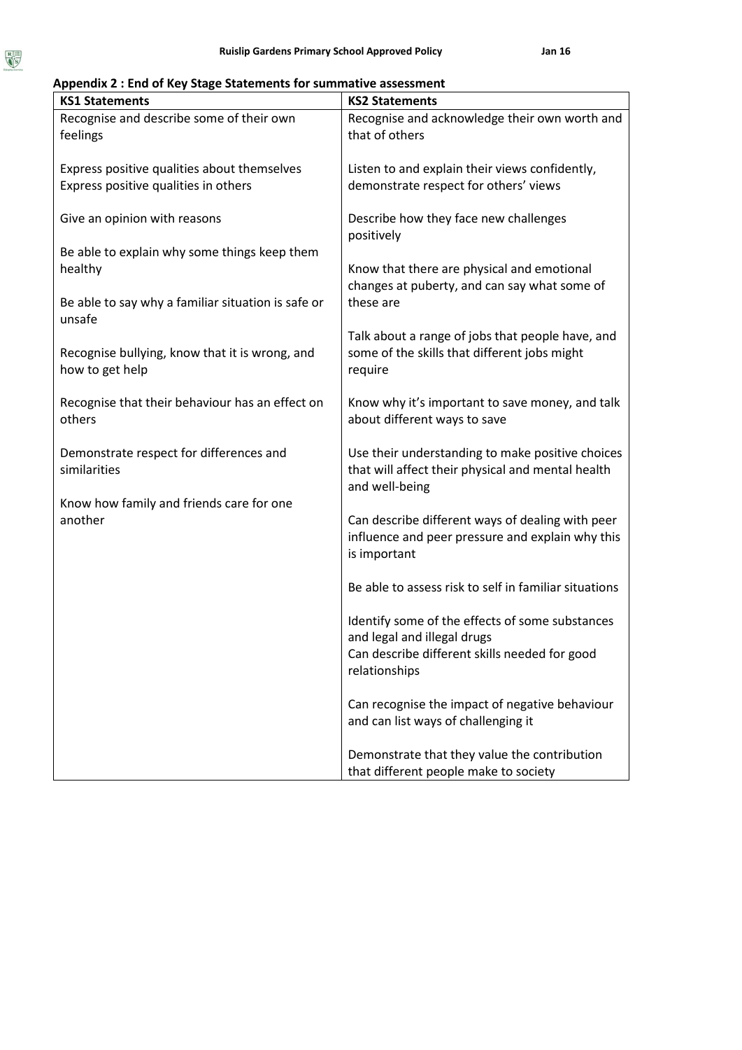## Appendix 2 : End of Key Stage Statements for summative assessment

| KS1 Statements | KS2 Statements |
|---|---|
| Recognise and describe some of their own feelings<br><br>Express positive qualities about themselves<br>Express positive qualities in others<br><br>Give an opinion with reasons<br><br>Be able to explain why some things keep them healthy<br><br>Be able to say why a familiar situation is safe or unsafe<br><br>Recognise bullying, know that it is wrong, and how to get help<br><br>Recognise that their behaviour has an effect on others<br><br>Demonstrate respect for differences and similarities<br><br>Know how family and friends care for one another | Recognise and acknowledge their own worth and that of others<br><br>Listen to and explain their views confidently, demonstrate respect for others' views<br><br>Describe how they face new challenges positively<br><br>Know that there are physical and emotional changes at puberty, and can say what some of these are<br><br>Talk about a range of jobs that people have, and some of the skills that different jobs might require<br><br>Know why it's important to save money, and talk about different ways to save<br><br>Use their understanding to make positive choices that will affect their physical and mental health and well-being<br><br>Can describe different ways of dealing with peer influence and peer pressure and explain why this is important<br><br>Be able to assess risk to self in familiar situations<br><br>Identify some of the effects of some substances and legal and illegal drugs<br>Can describe different skills needed for good relationships<br><br>Can recognise the impact of negative behaviour and can list ways of challenging it<br><br>Demonstrate that they value the contribution that different people make to society |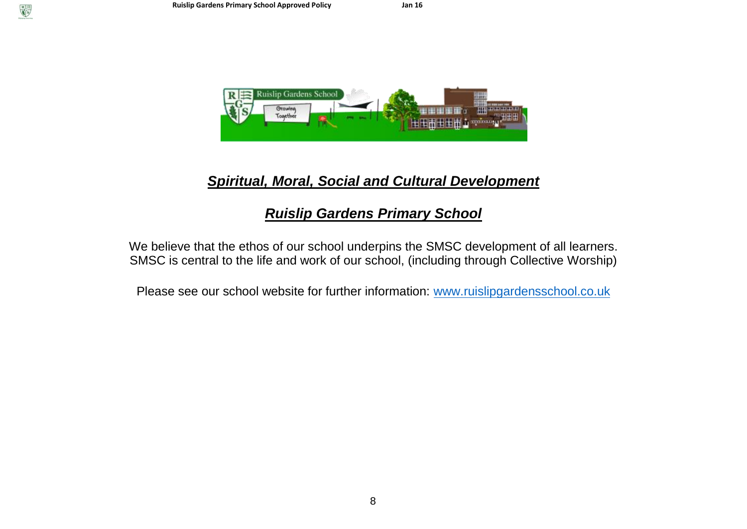## ***Spiritual, Moral, Social and Cultural Development***

## ***Ruislip Gardens Primary School***

We believe that the ethos of our school underpins the SMSC development of all learners. SMSC is central to the life and work of our school, (including through Collective Worship)

Please see our school website for further information: [www.ruislipgardensschool.co.uk](www.ruislipgardensschool.co.uk)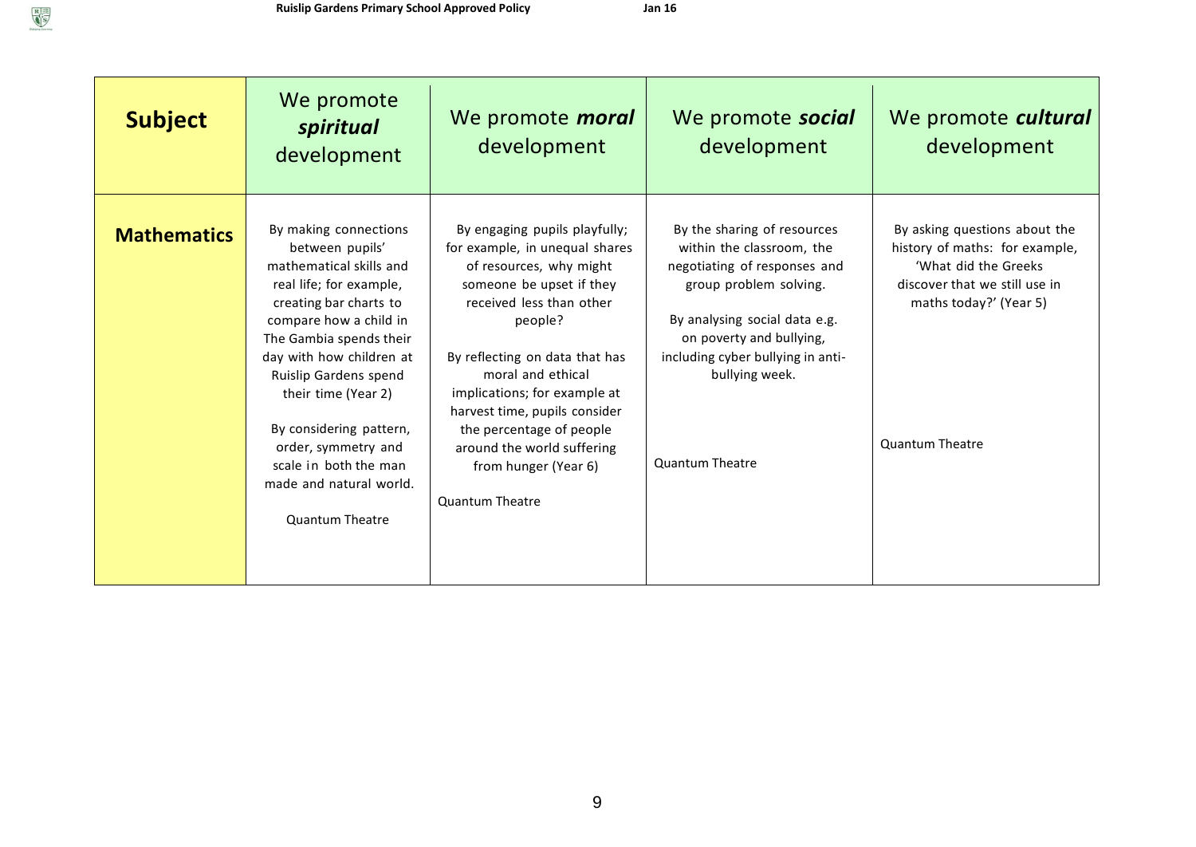| **Subject** | We promote ***spiritual*** development | We promote ***moral*** development | We promote ***social*** development | We promote ***cultural*** development |
|---|---|---|---|---|
| **Mathematics** | By making connections between pupils' mathematical skills and real life; for example, creating bar charts to compare how a child in The Gambia spends their day with how children at Ruislip Gardens spend their time (Year 2)<br><br>By considering pattern, order, symmetry and scale in both the man made and natural world.<br><br>Quantum Theatre | By engaging pupils playfully; for example, in unequal shares of resources, why might someone be upset if they received less than other people?<br><br>By reflecting on data that has moral and ethical implications; for example at harvest time, pupils consider the percentage of people around the world suffering from hunger (Year 6)<br><br>Quantum Theatre | By the sharing of resources within the classroom, the negotiating of responses and group problem solving.<br><br>By analysing social data e.g. on poverty and bullying, including cyber bullying in anti-bullying week.<br><br>Quantum Theatre | By asking questions about the history of maths: for example, 'What did the Greeks discover that we still use in maths today?' (Year 5)<br><br>Quantum Theatre |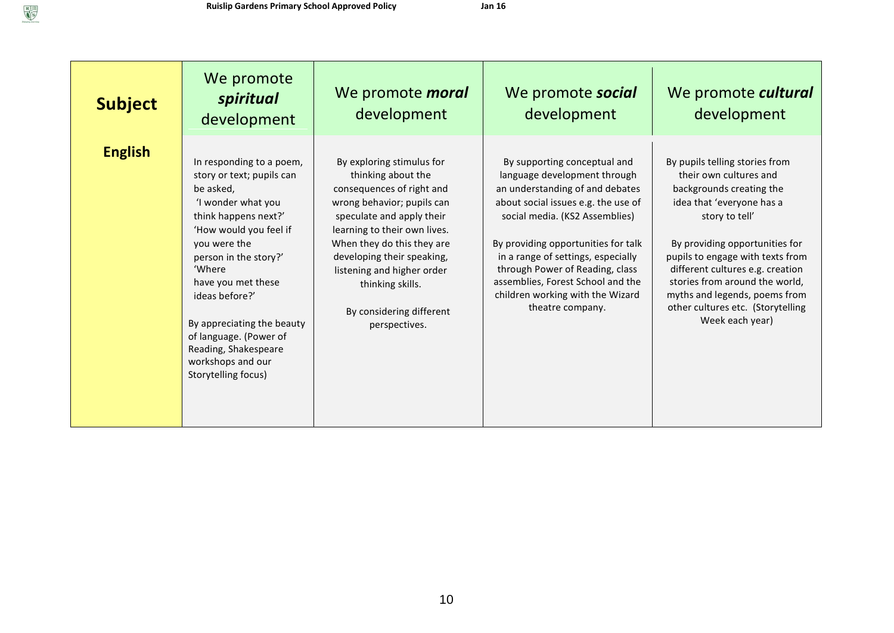| Subject | We promote ***spiritual*** development | We promote ***moral*** development | We promote ***social*** development | We promote ***cultural*** development |
|---|---|---|---|---|
| **English** | In responding to a poem, story or text; pupils can be asked, 'I wonder what you think happens next?' 'How would you feel if you were the person in the story?' 'Where have you met these ideas before?'<br><br>By appreciating the beauty of language. (Power of Reading, Shakespeare workshops and our Storytelling focus) | By exploring stimulus for thinking about the consequences of right and wrong behavior; pupils can speculate and apply their learning to their own lives. When they do this they are developing their speaking, listening and higher order thinking skills.<br><br>By considering different perspectives. | By supporting conceptual and language development through an understanding of and debates about social issues e.g. the use of social media. (KS2 Assemblies)<br><br>By providing opportunities for talk in a range of settings, especially through Power of Reading, class assemblies, Forest School and the children working with the Wizard theatre company. | By pupils telling stories from their own cultures and backgrounds creating the idea that 'everyone has a story to tell'<br><br>By providing opportunities for pupils to engage with texts from different cultures e.g. creation stories from around the world, myths and legends, poems from other cultures etc. (Storytelling Week each year) |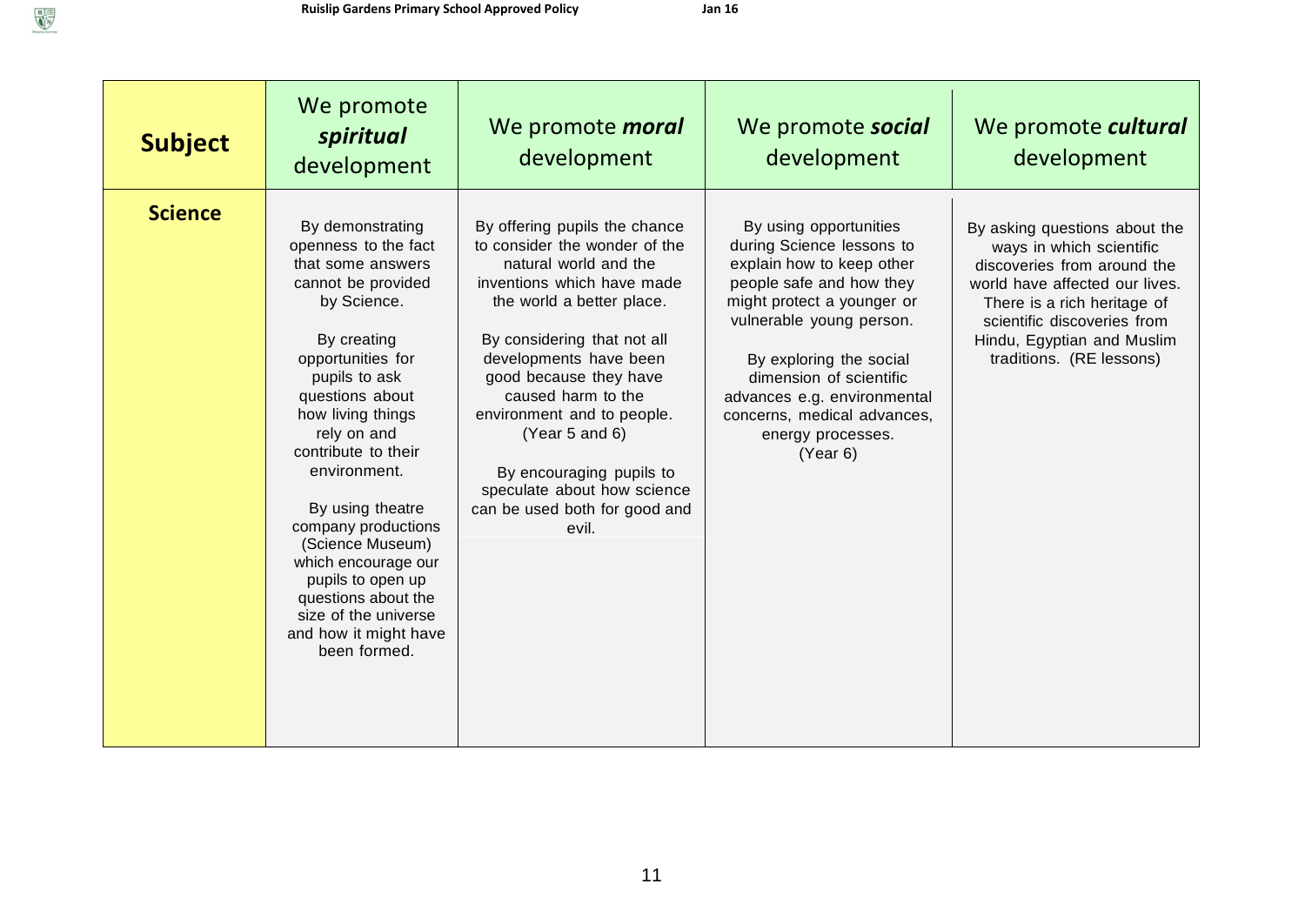| Subject | We promote ***spiritual*** development | We promote ***moral*** development | We promote ***social*** development | We promote ***cultural*** development |
|---|---|---|---|---|
| **Science** | By demonstrating openness to the fact that some answers cannot be provided by Science.<br><br>By creating opportunities for pupils to ask questions about how living things rely on and contribute to their environment.<br><br>By using theatre company productions (Science Museum) which encourage our pupils to open up questions about the size of the universe and how it might have been formed. | By offering pupils the chance to consider the wonder of the natural world and the inventions which have made the world a better place.<br><br>By considering that not all developments have been good because they have caused harm to the environment and to people. (Year 5 and 6)<br><br>By encouraging pupils to speculate about how science can be used both for good and evil. | By using opportunities during Science lessons to explain how to keep other people safe and how they might protect a younger or vulnerable young person.<br><br>By exploring the social dimension of scientific advances e.g. environmental concerns, medical advances, energy processes. (Year 6) | By asking questions about the ways in which scientific discoveries from around the world have affected our lives. There is a rich heritage of scientific discoveries from Hindu, Egyptian and Muslim traditions. (RE lessons) |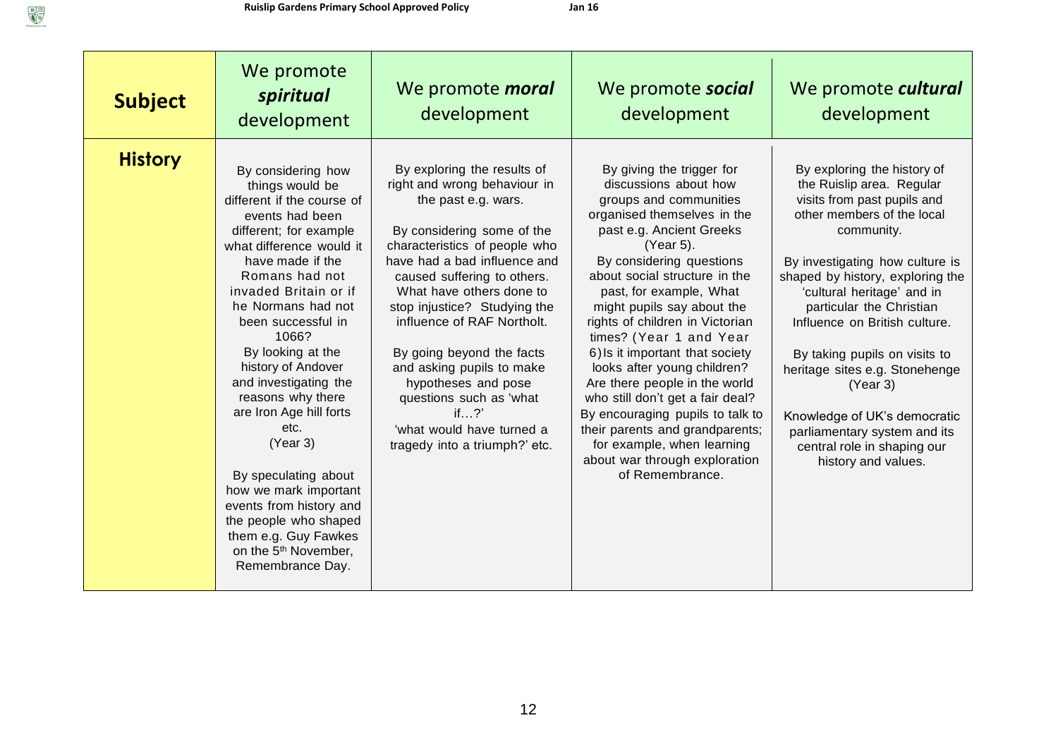| Subject | We promote ***spiritual*** development | We promote ***moral*** development | We promote ***social*** development | We promote ***cultural*** development |
|---|---|---|---|---|
| **History** | By considering how things would be different if the course of events had been different; for example what difference would it have made if the Romans had not invaded Britain or if he Normans had not been successful in 1066?<br>By looking at the history of Andover and investigating the reasons why there are Iron Age hill forts etc.<br>(Year 3)<br><br>By speculating about how we mark important events from history and the people who shaped them e.g. Guy Fawkes on the 5th November, Remembrance Day. | By exploring the results of right and wrong behaviour in the past e.g. wars.<br><br>By considering some of the characteristics of people who have had a bad influence and caused suffering to others. What have others done to stop injustice? Studying the influence of RAF Northolt.<br><br>By going beyond the facts and asking pupils to make hypotheses and pose questions such as 'what if…?'<br>'what would have turned a tragedy into a triumph?' etc. | By giving the trigger for discussions about how groups and communities organised themselves in the past e.g. Ancient Greeks (Year 5).<br>By considering questions about social structure in the past, for example, What might pupils say about the rights of children in Victorian times? (Year 1 and Year 6) Is it important that society looks after young children? Are there people in the world who still don't get a fair deal?<br>By encouraging pupils to talk to their parents and grandparents; for example, when learning about war through exploration of Remembrance. | By exploring the history of the Ruislip area. Regular visits from past pupils and other members of the local community.<br><br>By investigating how culture is shaped by history, exploring the 'cultural heritage' and in particular the Christian Influence on British culture.<br><br>By taking pupils on visits to heritage sites e.g. Stonehenge (Year 3)<br><br>Knowledge of UK's democratic parliamentary system and its central role in shaping our history and values. |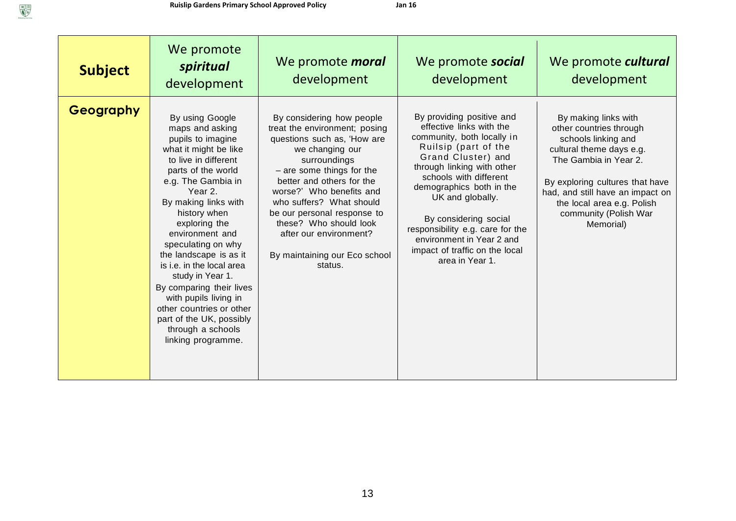| Subject | We promote ***spiritual*** development | We promote ***moral*** development | We promote ***social*** development | We promote ***cultural*** development |
|---|---|---|---|---|
| **Geography** | By using Google maps and asking pupils to imagine what it might be like to live in different parts of the world e.g. The Gambia in Year 2. By making links with history when exploring the environment and speculating on why the landscape is as it is i.e. in the local area study in Year 1. By comparing their lives with pupils living in other countries or other part of the UK, possibly through a schools linking programme. | By considering how people treat the environment; posing questions such as, 'How are we changing our surroundings – are some things for the better and others for the worse?' Who benefits and who suffers? What should be our personal response to these? Who should look after our environment? By maintaining our Eco school status. | By providing positive and effective links with the community, both locally in Ruilsip (part of the Grand Cluster) and through linking with other schools with different demographics both in the UK and globally. By considering social responsibility e.g. care for the environment in Year 2 and impact of traffic on the local area in Year 1. | By making links with other countries through schools linking and cultural theme days e.g. The Gambia in Year 2. By exploring cultures that have had, and still have an impact on the local area e.g. Polish community (Polish War Memorial) |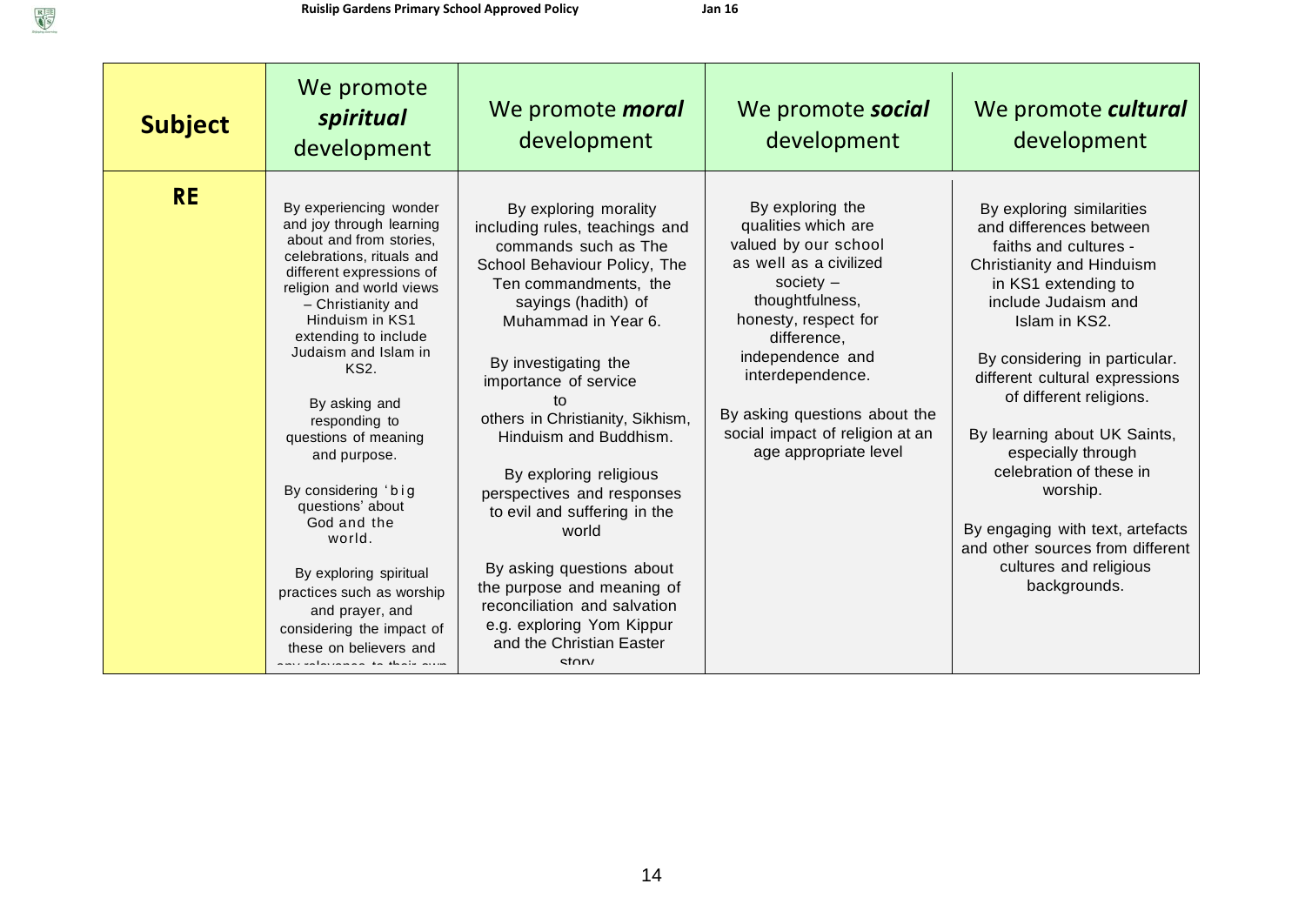| Subject | We promote ***spiritual*** development | We promote ***moral*** development | We promote ***social*** development | We promote ***cultural*** development |
| --- | --- | --- | --- | --- |
| **RE** | By experiencing wonder and joy through learning about and from stories, celebrations, rituals and different expressions of religion and world views – Christianity and Hinduism in KS1 extending to include Judaism and Islam in KS2.<br><br>By asking and responding to questions of meaning and purpose.<br><br>By considering 'big questions' about God and the world.<br><br>By exploring spiritual practices such as worship and prayer, and considering the impact of these on believers and any relevance to their own | By exploring morality including rules, teachings and commands such as The School Behaviour Policy, The Ten commandments, the sayings (hadith) of Muhammad in Year 6.<br><br>By investigating the importance of service to others in Christianity, Sikhism, Hinduism and Buddhism.<br><br>By exploring religious perspectives and responses to evil and suffering in the world<br><br>By asking questions about the purpose and meaning of reconciliation and salvation e.g. exploring Yom Kippur and the Christian Easter story | By exploring the qualities which are valued by our school as well as a civilized society – thoughtfulness, honesty, respect for difference, independence and interdependence.<br><br>By asking questions about the social impact of religion at an age appropriate level | By exploring similarities and differences between faiths and cultures - Christianity and Hinduism in KS1 extending to include Judaism and Islam in KS2.<br><br>By considering in particular. different cultural expressions of different religions.<br><br>By learning about UK Saints, especially through celebration of these in worship.<br><br>By engaging with text, artefacts and other sources from different cultures and religious backgrounds. |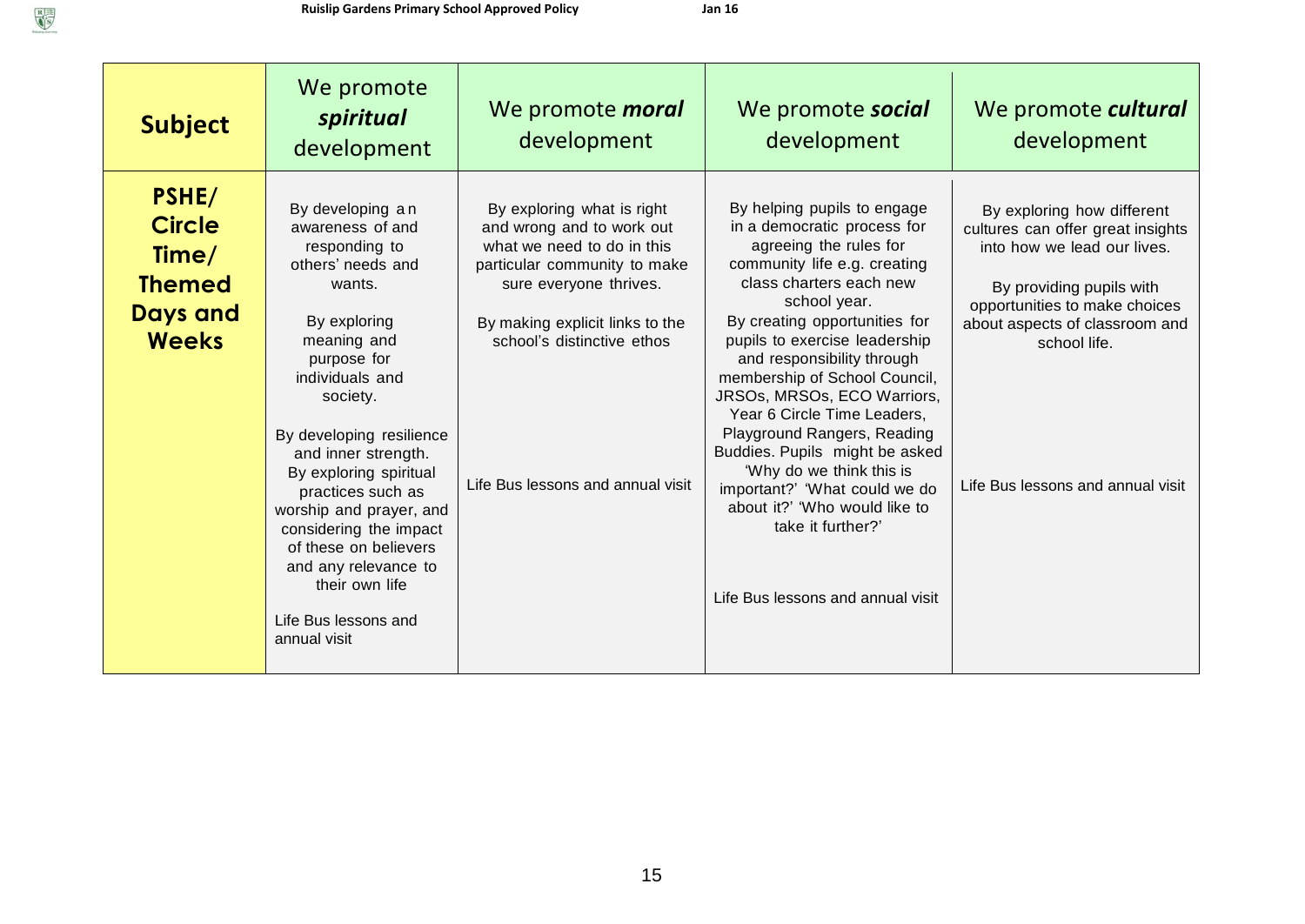| Subject | We promote ***spiritual*** development | We promote ***moral*** development | We promote ***social*** development | We promote ***cultural*** development |
|---|---|---|---|---|
| **PSHE/ Circle Time/ Themed Days and Weeks** | By developing an awareness of and responding to others' needs and wants.<br><br>By exploring meaning and purpose for individuals and society.<br><br>By developing resilience and inner strength.<br>By exploring spiritual practices such as worship and prayer, and considering the impact of these on believers and any relevance to their own life<br><br>Life Bus lessons and annual visit | By exploring what is right and wrong and to work out what we need to do in this particular community to make sure everyone thrives.<br><br>By making explicit links to the school's distinctive ethos<br><br>Life Bus lessons and annual visit | By helping pupils to engage in a democratic process for agreeing the rules for community life e.g. creating class charters each new school year.<br>By creating opportunities for pupils to exercise leadership and responsibility through membership of School Council, JRSOs, MRSOs, ECO Warriors, Year 6 Circle Time Leaders, Playground Rangers, Reading Buddies. Pupils might be asked 'Why do we think this is important?' 'What could we do about it?' 'Who would like to take it further?'<br><br>Life Bus lessons and annual visit | By exploring how different cultures can offer great insights into how we lead our lives.<br><br>By providing pupils with opportunities to make choices about aspects of classroom and school life.<br><br>Life Bus lessons and annual visit |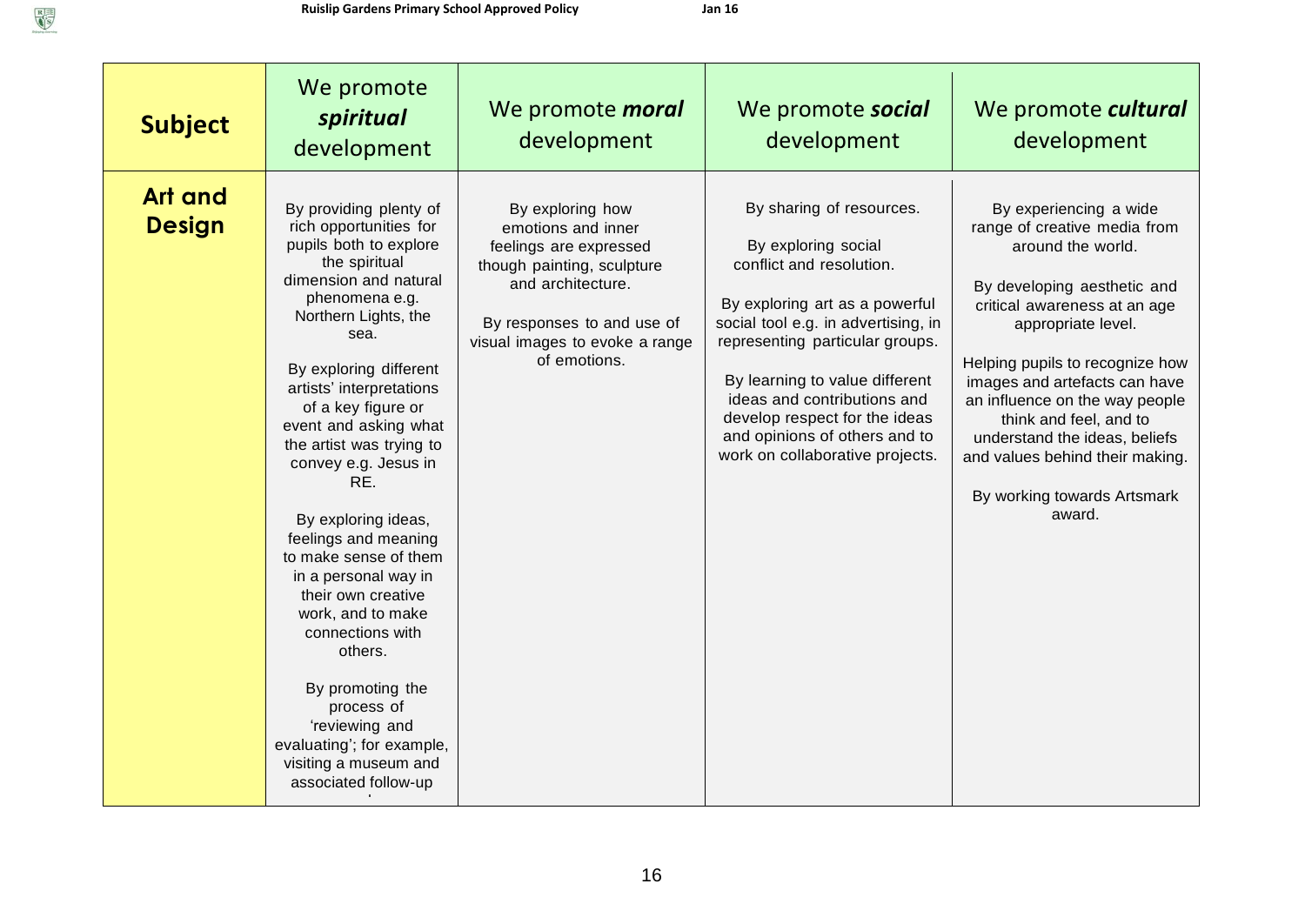| Subject | We promote ***spiritual*** development | We promote ***moral*** development | We promote ***social*** development | We promote ***cultural*** development |
|---|---|---|---|---|
| **Art and Design** | By providing plenty of rich opportunities for pupils both to explore the spiritual dimension and natural phenomena e.g. Northern Lights, the sea.<br><br>By exploring different artists' interpretations of a key figure or event and asking what the artist was trying to convey e.g. Jesus in RE.<br><br>By exploring ideas, feelings and meaning to make sense of them in a personal way in their own creative work, and to make connections with others.<br><br>By promoting the process of 'reviewing and evaluating'; for example, visiting a museum and associated follow-up | By exploring how emotions and inner feelings are expressed though painting, sculpture and architecture.<br><br>By responses to and use of visual images to evoke a range of emotions. | By sharing of resources.<br><br>By exploring social conflict and resolution.<br><br>By exploring art as a powerful social tool e.g. in advertising, in representing particular groups.<br><br>By learning to value different ideas and contributions and develop respect for the ideas and opinions of others and to work on collaborative projects. | By experiencing a wide range of creative media from around the world.<br><br>By developing aesthetic and critical awareness at an age appropriate level.<br><br>Helping pupils to recognize how images and artefacts can have an influence on the way people think and feel, and to understand the ideas, beliefs and values behind their making.<br><br>By working towards Artsmark award. |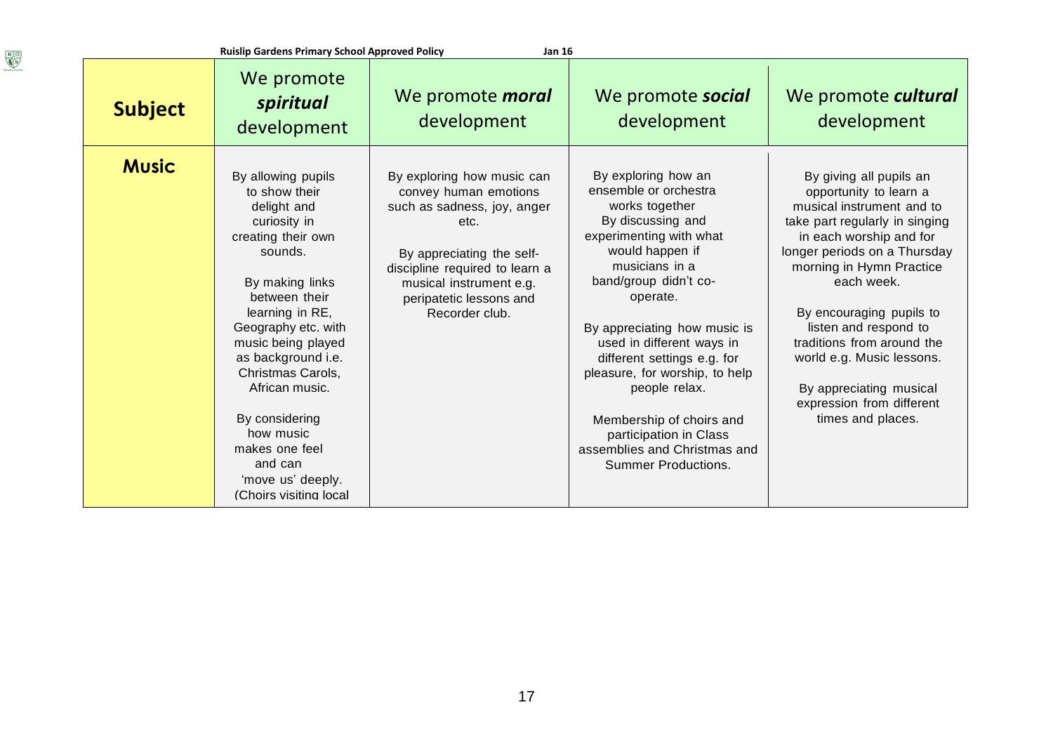| Subject | We promote *spiritual* development | We promote ***moral*** development | We promote ***social*** development | We promote ***cultural*** development |
|---|---|---|---|---|
| **Music** | By allowing pupils to show their delight and curiosity in creating their own sounds.<br><br>By making links between their learning in RE, Geography etc. with music being played as background i.e. Christmas Carols, African music.<br><br>By considering how music makes one feel and can 'move us' deeply. (Choirs visiting local | By exploring how music can convey human emotions such as sadness, joy, anger etc.<br><br>By appreciating the self-discipline required to learn a musical instrument e.g. peripatetic lessons and Recorder club. | By exploring how an ensemble or orchestra works together<br>By discussing and experimenting with what would happen if musicians in a band/group didn't co-operate.<br><br>By appreciating how music is used in different ways in different settings e.g. for pleasure, for worship, to help people relax.<br><br>Membership of choirs and participation in Class assemblies and Christmas and Summer Productions. | By giving all pupils an opportunity to learn a musical instrument and to take part regularly in singing in each worship and for longer periods on a Thursday morning in Hymn Practice each week.<br><br>By encouraging pupils to listen and respond to traditions from around the world e.g. Music lessons.<br><br>By appreciating musical expression from different times and places. |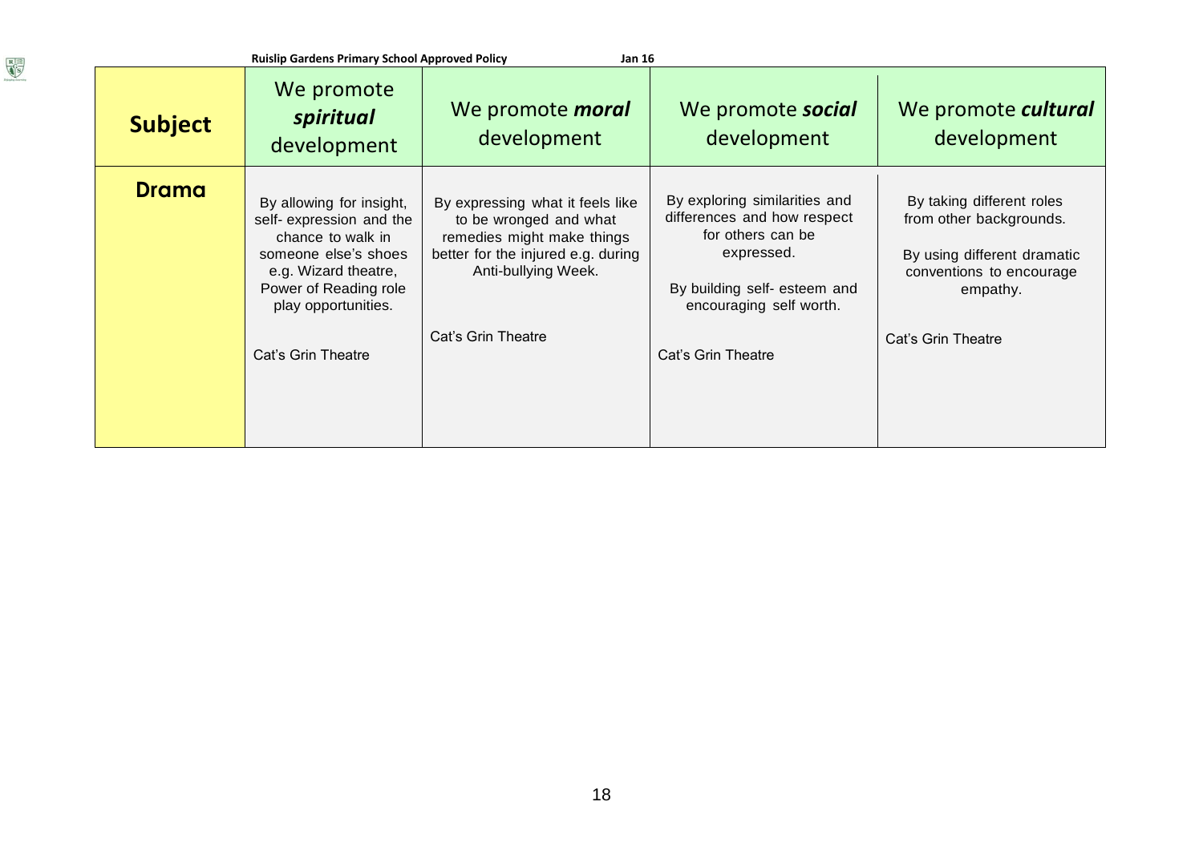| Subject | We promote ***spiritual*** development | We promote ***moral*** development | We promote ***social*** development | We promote ***cultural*** development |
|---|---|---|---|---|
| **Drama** | By allowing for insight, self- expression and the chance to walk in someone else's shoes e.g. Wizard theatre, Power of Reading role play opportunities.<br><br>Cat's Grin Theatre | By expressing what it feels like to be wronged and what remedies might make things better for the injured e.g. during Anti-bullying Week.<br><br>Cat's Grin Theatre | By exploring similarities and differences and how respect for others can be expressed.<br><br>By building self- esteem and encouraging self worth.<br><br>Cat's Grin Theatre | By taking different roles from other backgrounds.<br><br>By using different dramatic conventions to encourage empathy.<br><br>Cat's Grin Theatre |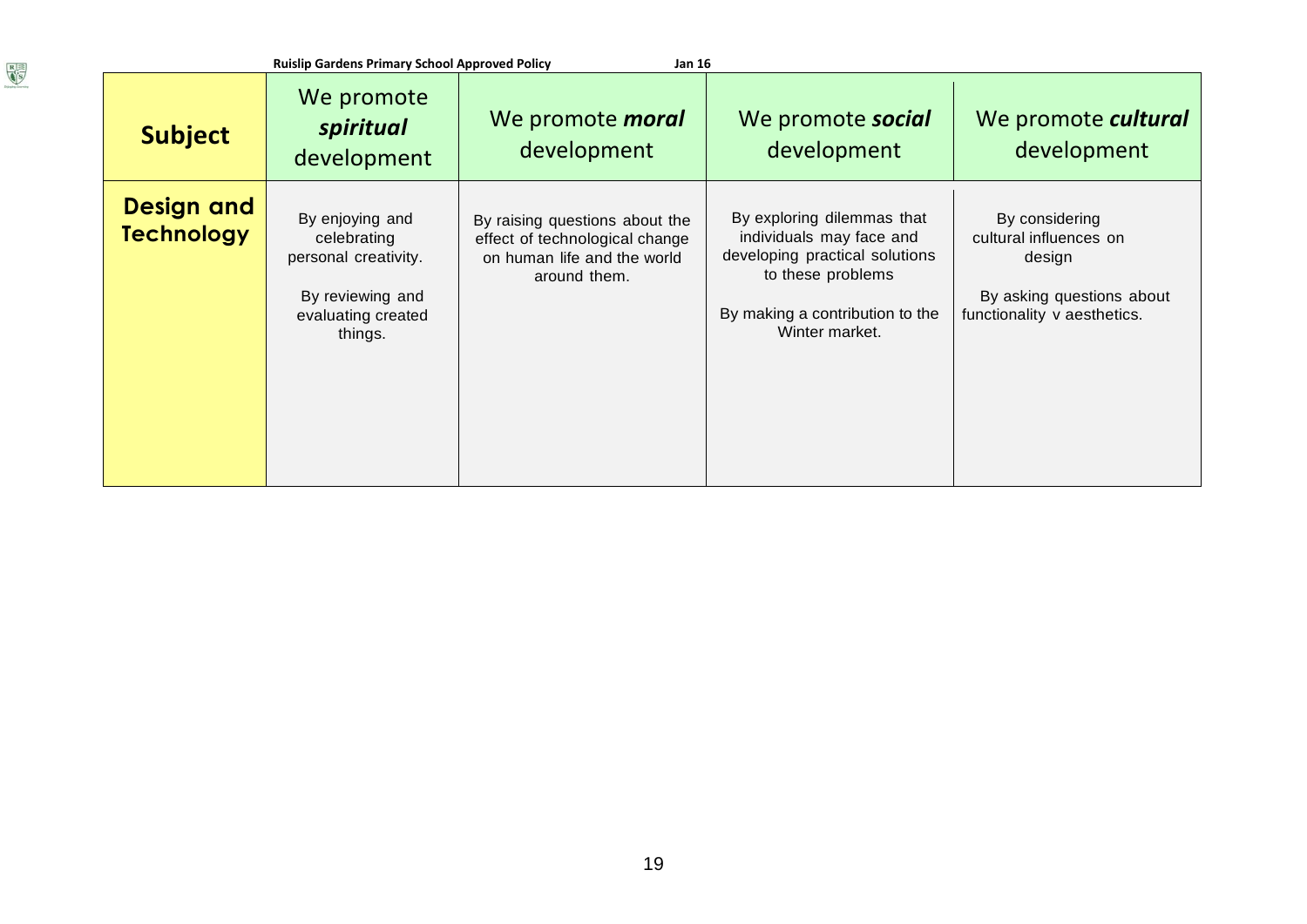| Subject | We promote ***spiritual*** development | We promote ***moral*** development | We promote ***social*** development | We promote ***cultural*** development |
|---|---|---|---|---|
| **Design and Technology** | By enjoying and celebrating personal creativity.<br><br>By reviewing and evaluating created things. | By raising questions about the effect of technological change on human life and the world around them. | By exploring dilemmas that individuals may face and developing practical solutions to these problems<br><br>By making a contribution to the Winter market. | By considering cultural influences on design<br><br>By asking questions about functionality v aesthetics. |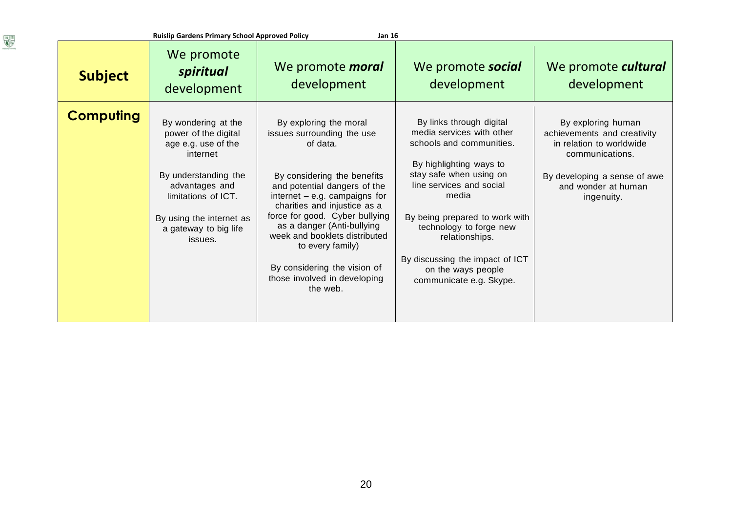| Subject | We promote *spiritual* development | We promote *moral* development | We promote *social* development | We promote *cultural* development |
| --- | --- | --- | --- | --- |
| **Computing** | By wondering at the power of the digital age e.g. use of the internet<br><br>By understanding the advantages and limitations of ICT.<br><br>By using the internet as a gateway to big life issues. | By exploring the moral issues surrounding the use of data.<br><br>By considering the benefits and potential dangers of the internet – e.g. campaigns for charities and injustice as a force for good. Cyber bullying as a danger (Anti-bullying week and booklets distributed to every family)<br><br>By considering the vision of those involved in developing the web. | By links through digital media services with other schools and communities.<br><br>By highlighting ways to stay safe when using on line services and social media<br><br>By being prepared to work with technology to forge new relationships.<br><br>By discussing the impact of ICT on the ways people communicate e.g. Skype. | By exploring human achievements and creativity in relation to worldwide communications.<br><br>By developing a sense of awe and wonder at human ingenuity. |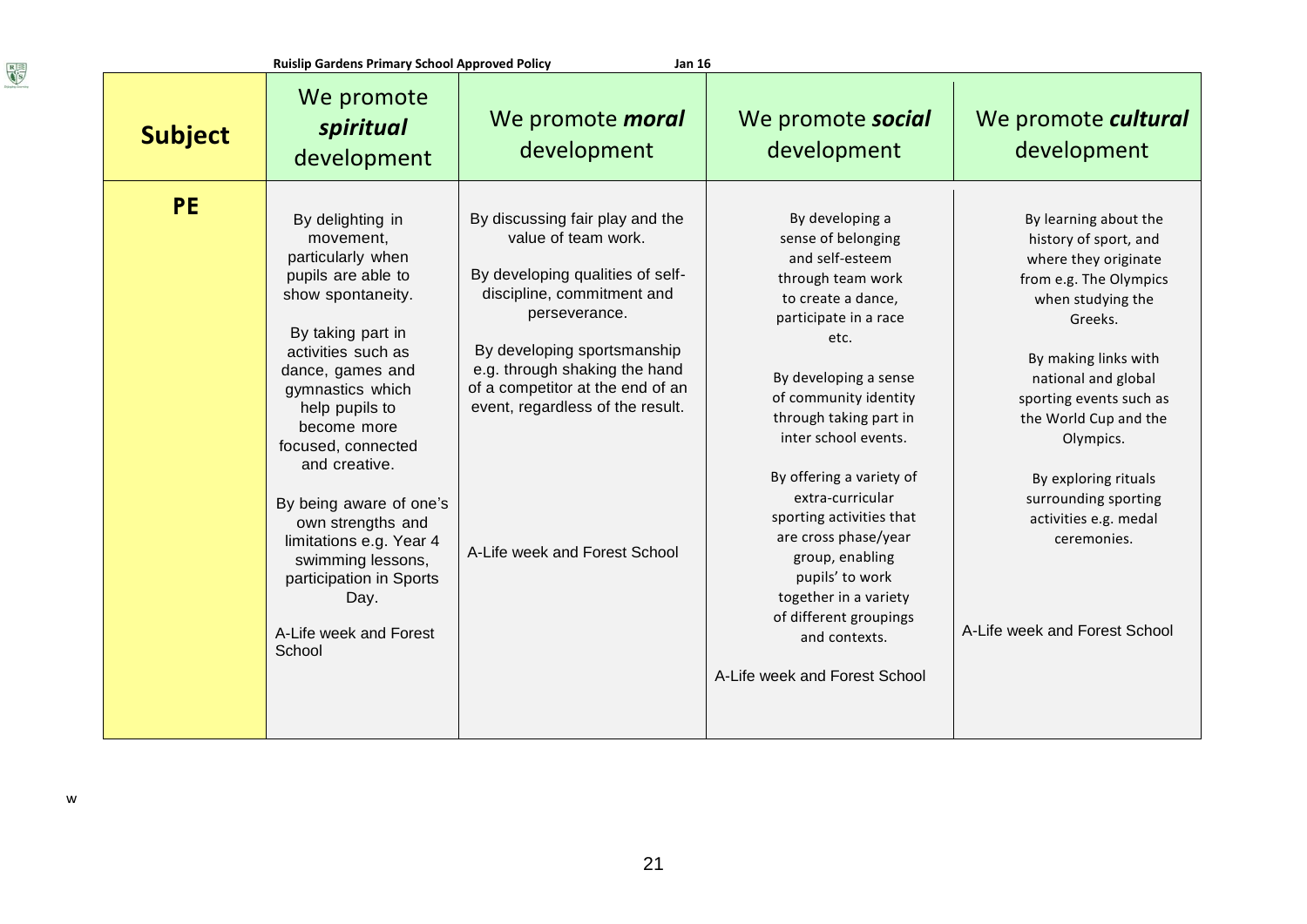| Subject | We promote ***spiritual*** development | We promote ***moral*** development | We promote ***social*** development | We promote ***cultural*** development |
|---|---|---|---|---|
| **PE** | By delighting in movement, particularly when pupils are able to show spontaneity.<br><br>By taking part in activities such as dance, games and gymnastics which help pupils to become more focused, connected and creative.<br><br>By being aware of one's own strengths and limitations e.g. Year 4 swimming lessons, participation in Sports Day.<br><br>A-Life week and Forest School | By discussing fair play and the value of team work.<br><br>By developing qualities of self-discipline, commitment and perseverance.<br><br>By developing sportsmanship e.g. through shaking the hand of a competitor at the end of an event, regardless of the result.<br><br>A-Life week and Forest School | By developing a sense of belonging and self-esteem through team work to create a dance, participate in a race etc.<br><br>By developing a sense of community identity through taking part in inter school events.<br><br>By offering a variety of extra-curricular sporting activities that are cross phase/year group, enabling pupils' to work together in a variety of different groupings and contexts.<br><br>A-Life week and Forest School | By learning about the history of sport, and where they originate from e.g. The Olympics when studying the Greeks.<br><br>By making links with national and global sporting events such as the World Cup and the Olympics.<br><br>By exploring rituals surrounding sporting activities e.g. medal ceremonies.<br><br>A-Life week and Forest School |

w